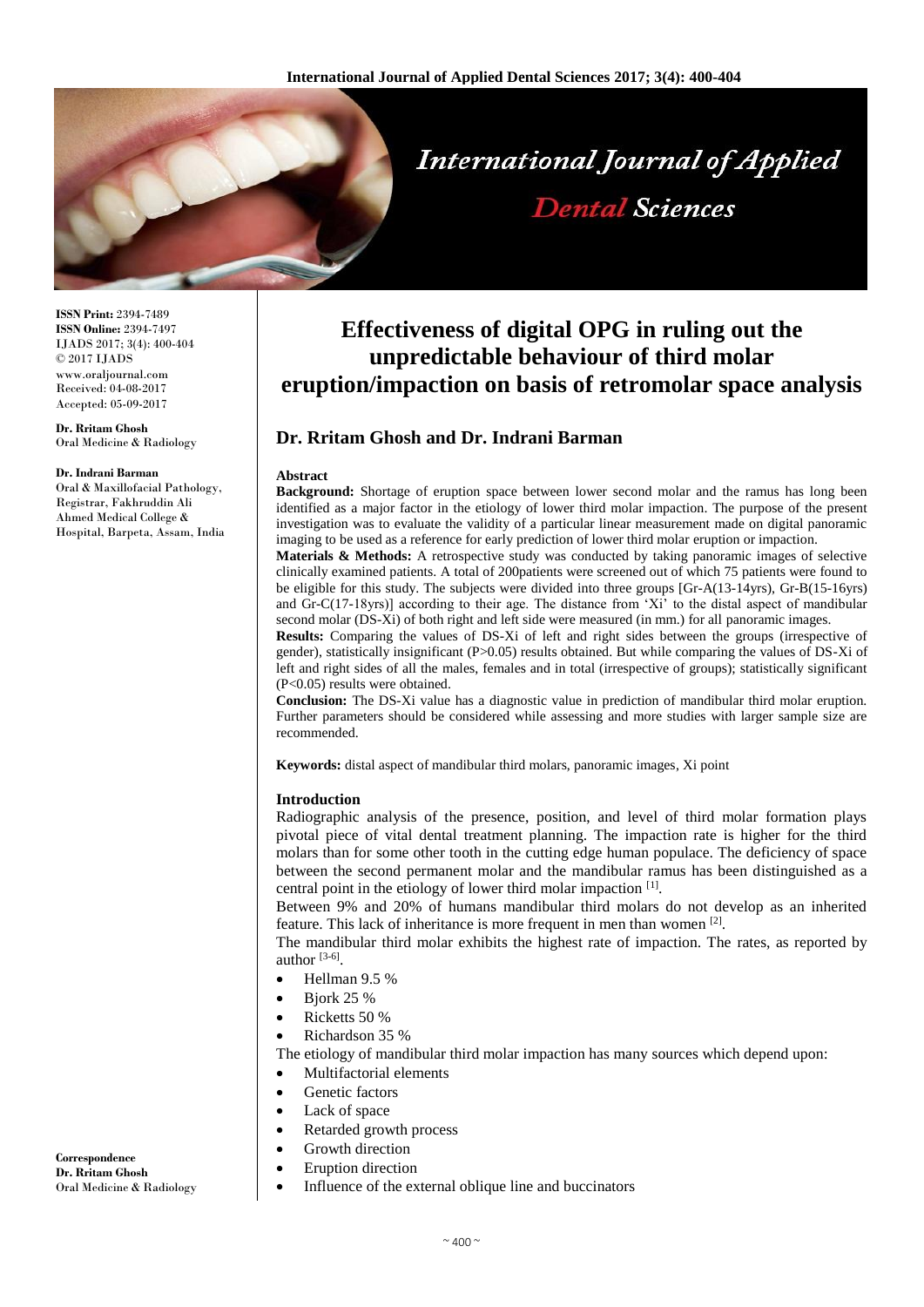# Effectiveness of digital OPG in ruling out the unpredictable behaviour of third molar eruption/impaction on basis of retromolar space analysis

## Dr. Rritam Ghosh and Dr. Indrani Barman

**ISSN Print:** 2394-7489
**ISSN Online:** 2394-7497
IJADS 2017; 3(4): 400-404
© 2017 IJADS
www.oraljournal.com
Received: 04-08-2017
Accepted: 05-09-2017

**Dr. Rritam Ghosh**
Oral Medicine & Radiology

**Dr. Indrani Barman**
Oral & Maxillofacial Pathology, Registrar, Fakhruddin Ali Ahmed Medical College & Hospital, Barpeta, Assam, India

**Correspondence**
**Dr. Rritam Ghosh**
Oral Medicine & Radiology

### Abstract

**Background:** Shortage of eruption space between lower second molar and the ramus has long been identified as a major factor in the etiology of lower third molar impaction. The purpose of the present investigation was to evaluate the validity of a particular linear measurement made on digital panoramic imaging to be used as a reference for early prediction of lower third molar eruption or impaction.

**Materials & Methods:** A retrospective study was conducted by taking panoramic images of selective clinically examined patients. A total of 200patients were screened out of which 75 patients were found to be eligible for this study. The subjects were divided into three groups [Gr-A(13-14yrs), Gr-B(15-16yrs) and Gr-C(17-18yrs)] according to their age. The distance from 'Xi' to the distal aspect of mandibular second molar (DS-Xi) of both right and left side were measured (in mm.) for all panoramic images.

**Results:** Comparing the values of DS-Xi of left and right sides between the groups (irrespective of gender), statistically insignificant (P>0.05) results obtained. But while comparing the values of DS-Xi of left and right sides of all the males, females and in total (irrespective of groups); statistically significant (P<0.05) results were obtained.

**Conclusion:** The DS-Xi value has a diagnostic value in prediction of mandibular third molar eruption. Further parameters should be considered while assessing and more studies with larger sample size are recommended.

**Keywords:** distal aspect of mandibular third molars, panoramic images, Xi point

### Introduction

Radiographic analysis of the presence, position, and level of third molar formation plays pivotal piece of vital dental treatment planning. The impaction rate is higher for the third molars than for some other tooth in the cutting edge human populace. The deficiency of space between the second permanent molar and the mandibular ramus has been distinguished as a central point in the etiology of lower third molar impaction [1].

Between 9% and 20% of humans mandibular third molars do not develop as an inherited feature. This lack of inheritance is more frequent in men than women [2].

The mandibular third molar exhibits the highest rate of impaction. The rates, as reported by author [3-6].

- Hellman 9.5 %
- Bjork 25 %
- Ricketts 50 %
- Richardson 35 %

The etiology of mandibular third molar impaction has many sources which depend upon:

- Multifactorial elements
- Genetic factors
- Lack of space
- Retarded growth process
- Growth direction
- Eruption direction
- Influence of the external oblique line and buccinators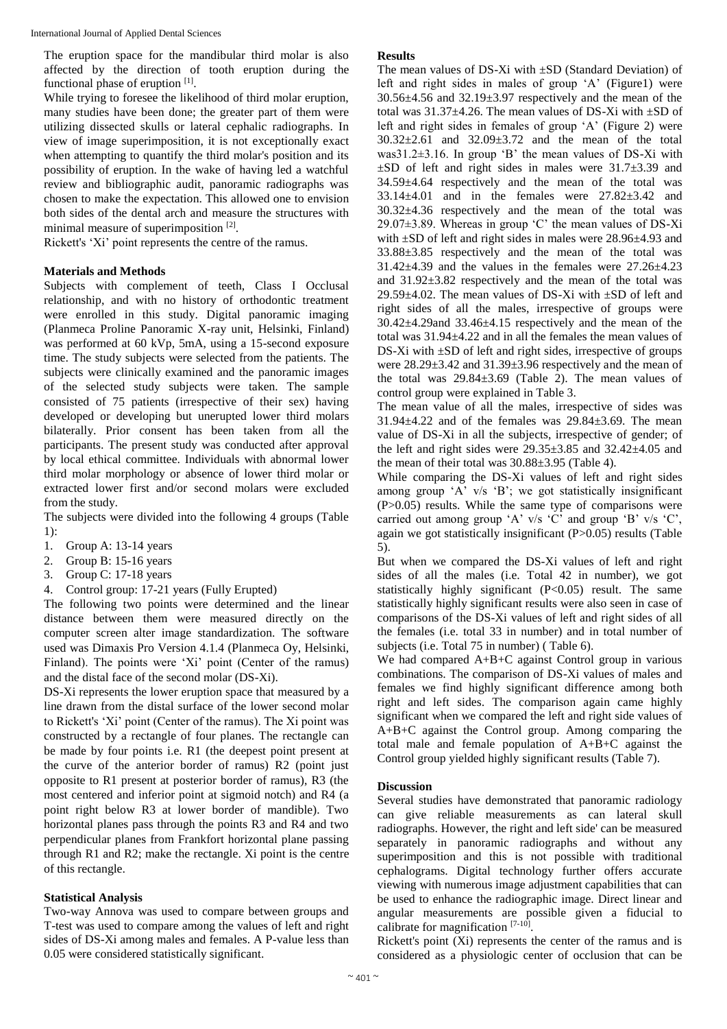The eruption space for the mandibular third molar is also affected by the direction of tooth eruption during the functional phase of eruption [1].

While trying to foresee the likelihood of third molar eruption, many studies have been done; the greater part of them were utilizing dissected skulls or lateral cephalic radiographs. In view of image superimposition, it is not exceptionally exact when attempting to quantify the third molar's position and its possibility of eruption. In the wake of having led a watchful review and bibliographic audit, panoramic radiographs was chosen to make the expectation. This allowed one to envision both sides of the dental arch and measure the structures with minimal measure of superimposition [2].

Rickett's 'Xi' point represents the centre of the ramus.

## Materials and Methods

Subjects with complement of teeth, Class I Occlusal relationship, and with no history of orthodontic treatment were enrolled in this study. Digital panoramic imaging (Planmeca Proline Panoramic X-ray unit, Helsinki, Finland) was performed at 60 kVp, 5mA, using a 15-second exposure time. The study subjects were selected from the patients. The subjects were clinically examined and the panoramic images of the selected study subjects were taken. The sample consisted of 75 patients (irrespective of their sex) having developed or developing but unerupted lower third molars bilaterally. Prior consent has been taken from all the participants. The present study was conducted after approval by local ethical committee. Individuals with abnormal lower third molar morphology or absence of lower third molar or extracted lower first and/or second molars were excluded from the study.

The subjects were divided into the following 4 groups (Table 1):

1. Group A: 13-14 years
2. Group B: 15-16 years
3. Group C: 17-18 years
4. Control group: 17-21 years (Fully Erupted)

The following two points were determined and the linear distance between them were measured directly on the computer screen alter image standardization. The software used was Dimaxis Pro Version 4.1.4 (Planmeca Oy, Helsinki, Finland). The points were 'Xi' point (Center of the ramus) and the distal face of the second molar (DS-Xi).

DS-Xi represents the lower eruption space that measured by a line drawn from the distal surface of the lower second molar to Rickett's 'Xi' point (Center of the ramus). The Xi point was constructed by a rectangle of four planes. The rectangle can be made by four points i.e. R1 (the deepest point present at the curve of the anterior border of ramus) R2 (point just opposite to R1 present at posterior border of ramus), R3 (the most centered and inferior point at sigmoid notch) and R4 (a point right below R3 at lower border of mandible). Two horizontal planes pass through the points R3 and R4 and two perpendicular planes from Frankfort horizontal plane passing through R1 and R2; make the rectangle. Xi point is the centre of this rectangle.

## Statistical Analysis

Two-way Annova was used to compare between groups and T-test was used to compare among the values of left and right sides of DS-Xi among males and females. A P-value less than 0.05 were considered statistically significant.

## Results

The mean values of DS-Xi with ±SD (Standard Deviation) of left and right sides in males of group 'A' (Figure1) were 30.56±4.56 and 32.19±3.97 respectively and the mean of the total was 31.37±4.26. The mean values of DS-Xi with ±SD of left and right sides in females of group 'A' (Figure 2) were 30.32±2.61 and 32.09±3.72 and the mean of the total was31.2±3.16. In group 'B' the mean values of DS-Xi with ±SD of left and right sides in males were 31.7±3.39 and 34.59±4.64 respectively and the mean of the total was 33.14±4.01 and in the females were 27.82±3.42 and 30.32±4.36 respectively and the mean of the total was 29.07±3.89. Whereas in group 'C' the mean values of DS-Xi with ±SD of left and right sides in males were 28.96±4.93 and 33.88±3.85 respectively and the mean of the total was 31.42±4.39 and the values in the females were 27.26±4.23 and 31.92±3.82 respectively and the mean of the total was 29.59±4.02. The mean values of DS-Xi with ±SD of left and right sides of all the males, irrespective of groups were 30.42±4.29and 33.46±4.15 respectively and the mean of the total was 31.94±4.22 and in all the females the mean values of DS-Xi with ±SD of left and right sides, irrespective of groups were 28.29±3.42 and 31.39±3.96 respectively and the mean of the total was 29.84±3.69 (Table 2). The mean values of control group were explained in Table 3.

The mean value of all the males, irrespective of sides was 31.94±4.22 and of the females was 29.84±3.69. The mean value of DS-Xi in all the subjects, irrespective of gender; of the left and right sides were 29.35±3.85 and 32.42±4.05 and the mean of their total was 30.88±3.95 (Table 4).

While comparing the DS-Xi values of left and right sides among group 'A' v/s 'B'; we got statistically insignificant (P>0.05) results. While the same type of comparisons were carried out among group 'A' v/s 'C' and group 'B' v/s 'C', again we got statistically insignificant (P>0.05) results (Table 5).

But when we compared the DS-Xi values of left and right sides of all the males (i.e. Total 42 in number), we got statistically highly significant (P<0.05) result. The same statistically highly significant results were also seen in case of comparisons of the DS-Xi values of left and right sides of all the females (i.e. total 33 in number) and in total number of subjects (i.e. Total 75 in number) ( Table 6).

We had compared A+B+C against Control group in various combinations. The comparison of DS-Xi values of males and females we find highly significant difference among both right and left sides. The comparison again came highly significant when we compared the left and right side values of A+B+C against the Control group. Among comparing the total male and female population of A+B+C against the Control group yielded highly significant results (Table 7).

## Discussion

Several studies have demonstrated that panoramic radiology can give reliable measurements as can lateral skull radiographs. However, the right and left side' can be measured separately in panoramic radiographs and without any superimposition and this is not possible with traditional cephalograms. Digital technology further offers accurate viewing with numerous image adjustment capabilities that can be used to enhance the radiographic image. Direct linear and angular measurements are possible given a fiducial to calibrate for magnification [7-10].

Rickett's point (Xi) represents the center of the ramus and is considered as a physiologic center of occlusion that can be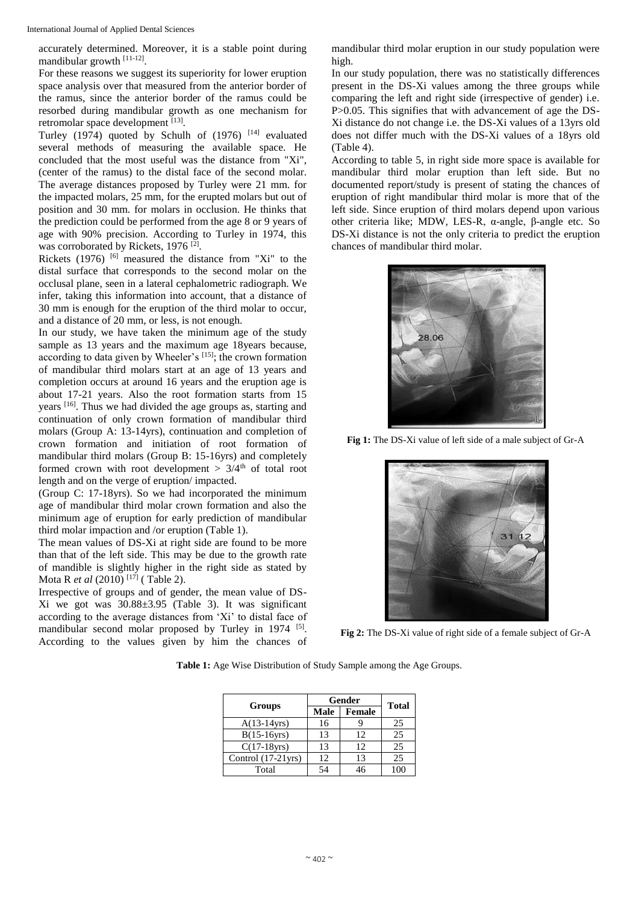accurately determined. Moreover, it is a stable point during mandibular growth [11-12].

For these reasons we suggest its superiority for lower eruption space analysis over that measured from the anterior border of the ramus, since the anterior border of the ramus could be resorbed during mandibular growth as one mechanism for retromolar space development [13].

Turley (1974) quoted by Schulh of (1976) [14] evaluated several methods of measuring the available space. He concluded that the most useful was the distance from "Xi", (center of the ramus) to the distal face of the second molar. The average distances proposed by Turley were 21 mm. for the impacted molars, 25 mm, for the erupted molars but out of position and 30 mm. for molars in occlusion. He thinks that the prediction could be performed from the age 8 or 9 years of age with 90% precision. According to Turley in 1974, this was corroborated by Rickets, 1976 [2].

Rickets (1976) [6] measured the distance from "Xi" to the distal surface that corresponds to the second molar on the occlusal plane, seen in a lateral cephalometric radiograph. We infer, taking this information into account, that a distance of 30 mm is enough for the eruption of the third molar to occur, and a distance of 20 mm, or less, is not enough.

In our study, we have taken the minimum age of the study sample as 13 years and the maximum age 18years because, according to data given by Wheeler's [15]; the crown formation of mandibular third molars start at an age of 13 years and completion occurs at around 16 years and the eruption age is about 17-21 years. Also the root formation starts from 15 years [16]. Thus we had divided the age groups as, starting and continuation of only crown formation of mandibular third molars (Group A: 13-14yrs), continuation and completion of crown formation and initiation of root formation of mandibular third molars (Group B: 15-16yrs) and completely formed crown with root development > 3/4th of total root length and on the verge of eruption/ impacted.

(Group C: 17-18yrs). So we had incorporated the minimum age of mandibular third molar crown formation and also the minimum age of eruption for early prediction of mandibular third molar impaction and /or eruption (Table 1).

The mean values of DS-Xi at right side are found to be more than that of the left side. This may be due to the growth rate of mandible is slightly higher in the right side as stated by Mota R *et al* (2010) [17] ( Table 2).

Irrespective of groups and of gender, the mean value of DS-Xi we got was 30.88±3.95 (Table 3). It was significant according to the average distances from 'Xi' to distal face of mandibular second molar proposed by Turley in 1974 [5]. According to the values given by him the chances of mandibular third molar eruption in our study population were high.

In our study population, there was no statistically differences present in the DS-Xi values among the three groups while comparing the left and right side (irrespective of gender) i.e. P>0.05. This signifies that with advancement of age the DS-Xi distance do not change i.e. the DS-Xi values of a 13yrs old does not differ much with the DS-Xi values of a 18yrs old (Table 4).

According to table 5, in right side more space is available for mandibular third molar eruption than left side. But no documented report/study is present of stating the chances of eruption of right mandibular third molar is more that of the left side. Since eruption of third molars depend upon various other criteria like; MDW, LES-R, α-angle, β-angle etc. So DS-Xi distance is not the only criteria to predict the eruption chances of mandibular third molar.

**Fig 1:** The DS-Xi value of left side of a male subject of Gr-A

**Fig 2:** The DS-Xi value of right side of a female subject of Gr-A

**Table 1:** Age Wise Distribution of Study Sample among the Age Groups.

| Groups | Gender | | Total |
|---|---|---|---|
| | Male | Female | |
| A(13-14yrs) | 16 | 9 | 25 |
| B(15-16yrs) | 13 | 12 | 25 |
| C(17-18yrs) | 13 | 12 | 25 |
| Control (17-21yrs) | 12 | 13 | 25 |
| Total | 54 | 46 | 100 |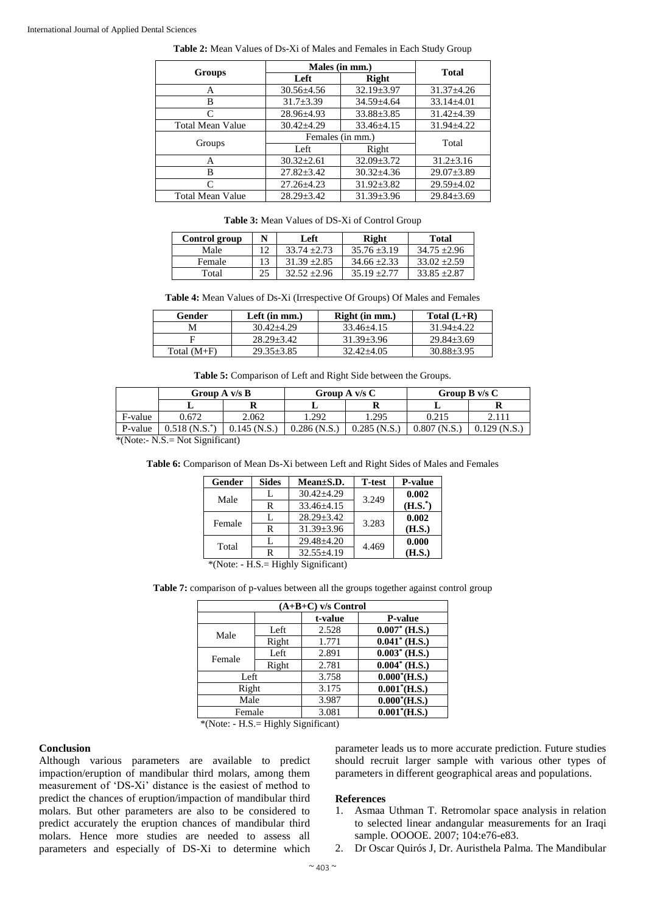**Table 2:** Mean Values of Ds-Xi of Males and Females in Each Study Group

| Groups | Males (in mm.) | | Total |
|---|---|---|---|
| | Left | Right | |
| A | 30.56±4.56 | 32.19±3.97 | 31.37±4.26 |
| B | 31.7±3.39 | 34.59±4.64 | 33.14±4.01 |
| C | 28.96±4.93 | 33.88±3.85 | 31.42±4.39 |
| Total Mean Value | 30.42±4.29 | 33.46±4.15 | 31.94±4.22 |
| Groups | Females (in mm.) | | Total |
| | Left | Right | |
| A | 30.32±2.61 | 32.09±3.72 | 31.2±3.16 |
| B | 27.82±3.42 | 30.32±4.36 | 29.07±3.89 |
| C | 27.26±4.23 | 31.92±3.82 | 29.59±4.02 |
| Total Mean Value | 28.29±3.42 | 31.39±3.96 | 29.84±3.69 |

**Table 3:** Mean Values of DS-Xi of Control Group

| Control group | N | Left | Right | Total |
|---|---|---|---|---|
| Male | 12 | 33.74 ±2.73 | 35.76 ±3.19 | 34.75 ±2.96 |
| Female | 13 | 31.39 ±2.85 | 34.66 ±2.33 | 33.02 ±2.59 |
| Total | 25 | 32.52 ±2.96 | 35.19 ±2.77 | 33.85 ±2.87 |

**Table 4:** Mean Values of Ds-Xi (Irrespective Of Groups) Of Males and Females

| Gender | Left (in mm.) | Right (in mm.) | Total (L+R) |
|---|---|---|---|
| M | 30.42±4.29 | 33.46±4.15 | 31.94±4.22 |
| F | 28.29±3.42 | 31.39±3.96 | 29.84±3.69 |
| Total (M+F) | 29.35±3.85 | 32.42±4.05 | 30.88±3.95 |

**Table 5:** Comparison of Left and Right Side between the Groups.

| | Group A v/s B | | Group A v/s C | | Group B v/s C | |
|---|---|---|---|---|---|---|
| | L | R | L | R | L | R |
| F-value | 0.672 | 2.062 | 1.292 | 1.295 | 0.215 | 2.111 |
| P-value | 0.518 (N.S.*) | 0.145 (N.S.) | 0.286 (N.S.) | 0.285 (N.S.) | 0.807 (N.S.) | 0.129 (N.S.) |

*(Note:- N.S.= Not Significant)

**Table 6:** Comparison of Mean Ds-Xi between Left and Right Sides of Males and Females

| Gender | Sides | Mean±S.D. | T-test | P-value |
|---|---|---|---|---|
| Male | L | 30.42±4.29 | 3.249 | **0.002 (H.S.*)** |
| | R | 33.46±4.15 | | |
| Female | L | 28.29±3.42 | 3.283 | **0.002 (H.S.)** |
| | R | 31.39±3.96 | | |
| Total | L | 29.48±4.20 | 4.469 | **0.000 (H.S.)** |
| | R | 32.55±4.19 | | |

*(Note: - H.S.= Highly Significant)

**Table 7:** comparison of p-values between all the groups together against control group

| (A+B+C) v/s Control | | | |
|---|---|---|---|
| | | t-value | P-value |
| Male | Left | 2.528 | **0.007* (H.S.)** |
| | Right | 1.771 | **0.041* (H.S.)** |
| Female | Left | 2.891 | **0.003* (H.S.)** |
| | Right | 2.781 | **0.004* (H.S.)** |
| Left | | 3.758 | **0.000*(H.S.)** |
| Right | | 3.175 | **0.001*(H.S.)** |
| Male | | 3.987 | **0.000*(H.S.)** |
| Female | | 3.081 | **0.001*(H.S.)** |

*(Note: - H.S.= Highly Significant)

## Conclusion

Although various parameters are available to predict impaction/eruption of mandibular third molars, among them measurement of 'DS-Xi' distance is the easiest of method to predict the chances of eruption/impaction of mandibular third molars. But other parameters are also to be considered to predict accurately the eruption chances of mandibular third molars. Hence more studies are needed to assess all parameters and especially of DS-Xi to determine which parameter leads us to more accurate prediction. Future studies should recruit larger sample with various other types of parameters in different geographical areas and populations.

## References

1. Asmaa Uthman T. Retromolar space analysis in relation to selected linear andangular measurements for an Iraqi sample. OOOOE. 2007; 104:e76-e83.
2. Dr Oscar Quirós J, Dr. Auristhela Palma. The Mandibular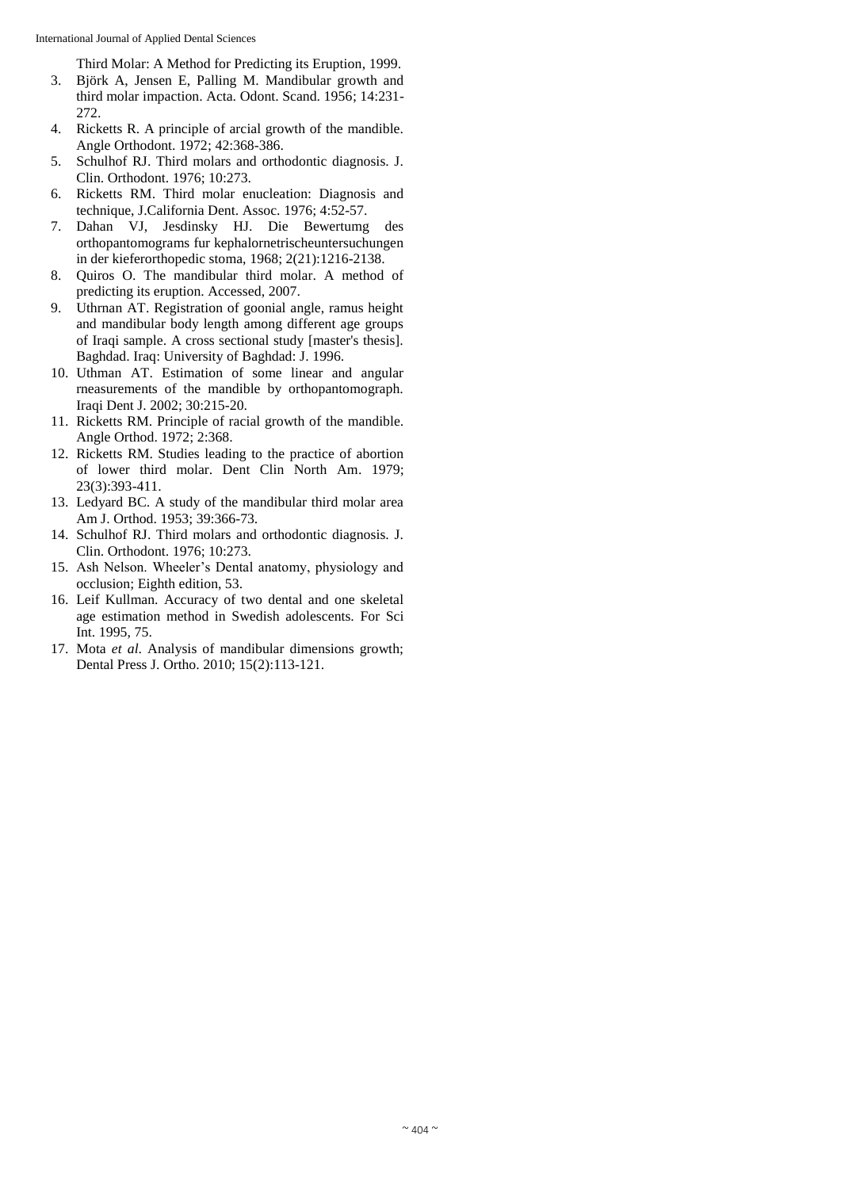Third Molar: A Method for Predicting its Eruption, 1999.

3. Björk A, Jensen E, Palling M. Mandibular growth and third molar impaction. Acta. Odont. Scand. 1956; 14:231-272.
4. Ricketts R. A principle of arcial growth of the mandible. Angle Orthodont. 1972; 42:368-386.
5. Schulhof RJ. Third molars and orthodontic diagnosis. J. Clin. Orthodont. 1976; 10:273.
6. Ricketts RM. Third molar enucleation: Diagnosis and technique, J.California Dent. Assoc. 1976; 4:52-57.
7. Dahan VJ, Jesdinsky HJ. Die Bewertumg des orthopantomograms fur kephalornetrischeuntersuchungen in der kieferorthopedic stoma, 1968; 2(21):1216-2138.
8. Quiros O. The mandibular third molar. A method of predicting its eruption. Accessed, 2007.
9. Uthrnan AT. Registration of goonial angle, ramus height and mandibular body length among different age groups of Iraqi sample. A cross sectional study [master's thesis]. Baghdad. Iraq: University of Baghdad: J. 1996.
10. Uthman AT. Estimation of some linear and angular rneasurements of the mandible by orthopantomograph. Iraqi Dent J. 2002; 30:215-20.
11. Ricketts RM. Principle of racial growth of the mandible. Angle Orthod. 1972; 2:368.
12. Ricketts RM. Studies leading to the practice of abortion of lower third molar. Dent Clin North Am. 1979; 23(3):393-411.
13. Ledyard BC. A study of the mandibular third molar area Am J. Orthod. 1953; 39:366-73.
14. Schulhof RJ. Third molars and orthodontic diagnosis. J. Clin. Orthodont. 1976; 10:273.
15. Ash Nelson. Wheeler's Dental anatomy, physiology and occlusion; Eighth edition, 53.
16. Leif Kullman. Accuracy of two dental and one skeletal age estimation method in Swedish adolescents. For Sci Int. 1995, 75.
17. Mota *et al*. Analysis of mandibular dimensions growth; Dental Press J. Ortho. 2010; 15(2):113-121.